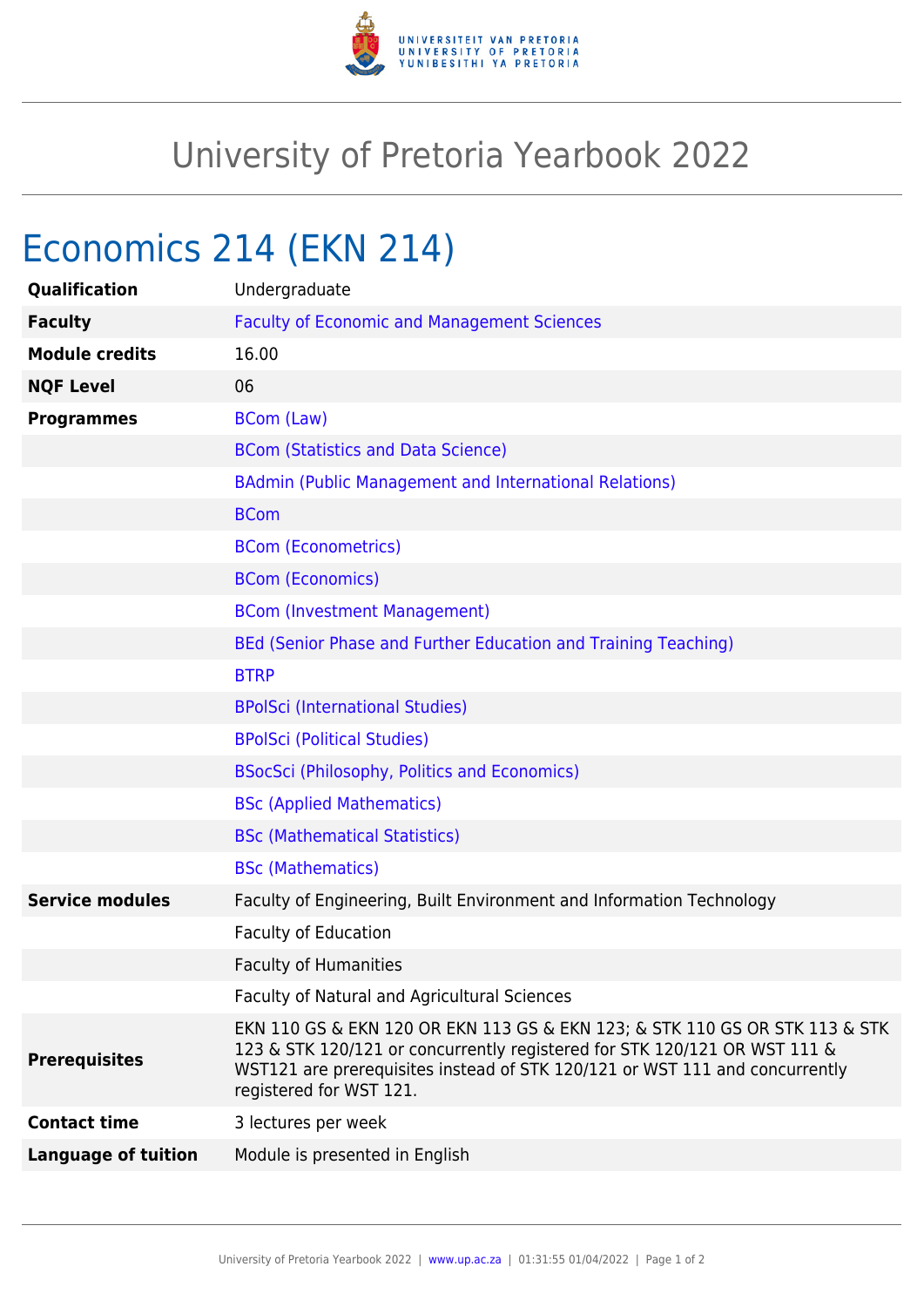# University of Pretoria Yearbook 2022

## Economics 214 (EKN 214)

| | |
|---|---|
| **Qualification** | Undergraduate |
| **Faculty** | Faculty of Economic and Management Sciences |
| **Module credits** | 16.00 |
| **NQF Level** | 06 |
| **Programmes** | BCom (Law) |
| | BCom (Statistics and Data Science) |
| | BAdmin (Public Management and International Relations) |
| | BCom |
| | BCom (Econometrics) |
| | BCom (Economics) |
| | BCom (Investment Management) |
| | BEd (Senior Phase and Further Education and Training Teaching) |
| | BTRP |
| | BPolSci (International Studies) |
| | BPolSci (Political Studies) |
| | BSocSci (Philosophy, Politics and Economics) |
| | BSc (Applied Mathematics) |
| | BSc (Mathematical Statistics) |
| | BSc (Mathematics) |
| **Service modules** | Faculty of Engineering, Built Environment and Information Technology |
| | Faculty of Education |
| | Faculty of Humanities |
| | Faculty of Natural and Agricultural Sciences |
| **Prerequisites** | EKN 110 GS & EKN 120 OR EKN 113 GS & EKN 123; & STK 110 GS OR STK 113 & STK 123 & STK 120/121 or concurrently registered for STK 120/121 OR WST 111 & WST121 are prerequisites instead of STK 120/121 or WST 111 and concurrently registered for WST 121. |
| **Contact time** | 3 lectures per week |
| **Language of tuition** | Module is presented in English |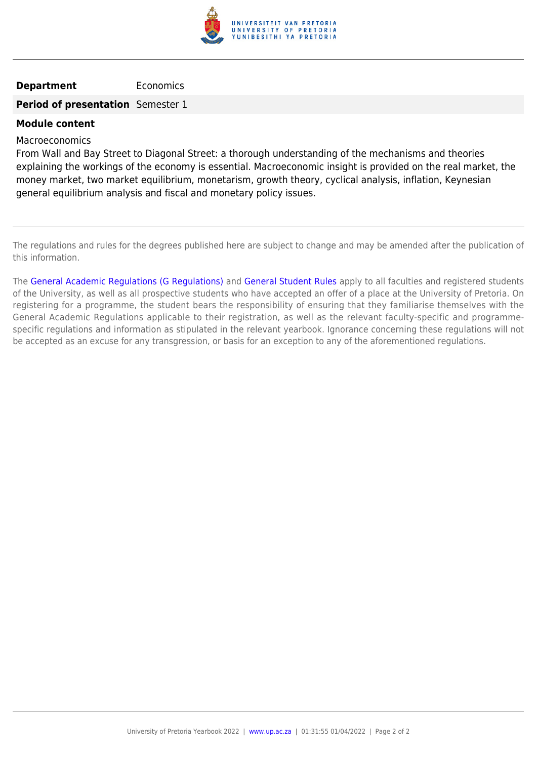| | |
|---|---|
| **Department** | Economics |
| **Period of presentation** | Semester 1 |

**Module content**

Macroeconomics
From Wall and Bay Street to Diagonal Street: a thorough understanding of the mechanisms and theories explaining the workings of the economy is essential. Macroeconomic insight is provided on the real market, the money market, two market equilibrium, monetarism, growth theory, cyclical analysis, inflation, Keynesian general equilibrium analysis and fiscal and monetary policy issues.

---

The regulations and rules for the degrees published here are subject to change and may be amended after the publication of this information.

The General Academic Regulations (G Regulations) and General Student Rules apply to all faculties and registered students of the University, as well as all prospective students who have accepted an offer of a place at the University of Pretoria. On registering for a programme, the student bears the responsibility of ensuring that they familiarise themselves with the General Academic Regulations applicable to their registration, as well as the relevant faculty-specific and programme-specific regulations and information as stipulated in the relevant yearbook. Ignorance concerning these regulations will not be accepted as an excuse for any transgression, or basis for an exception to any of the aforementioned regulations.